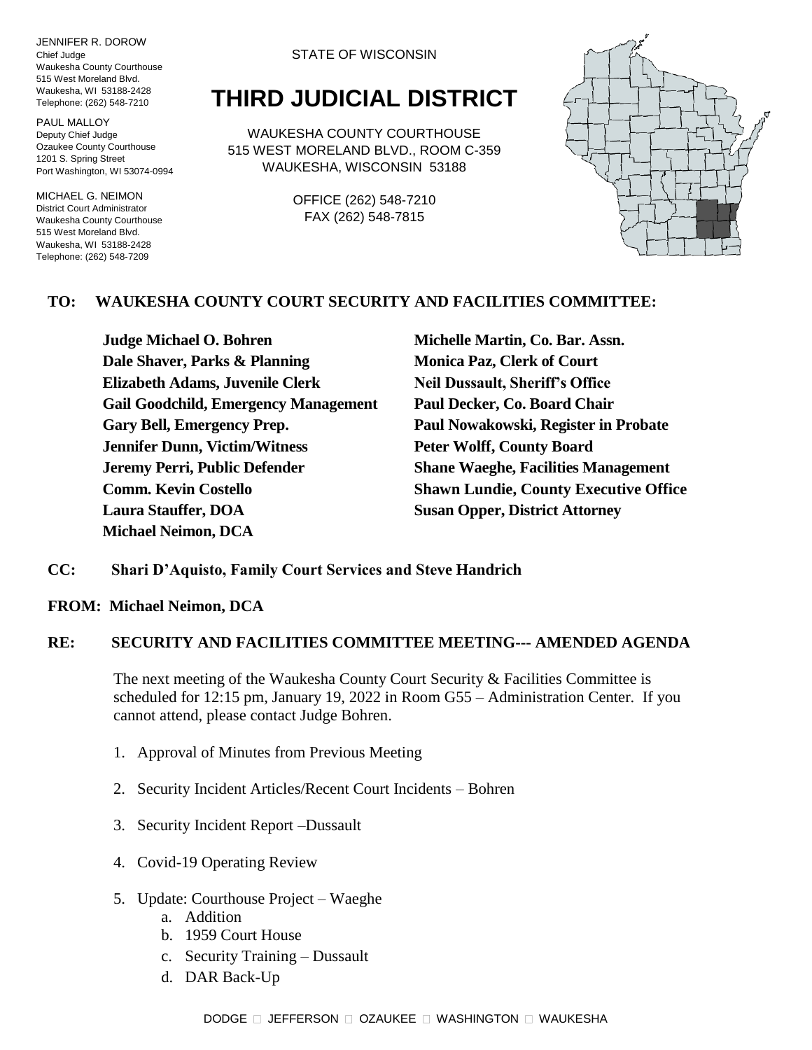JENNIFER R. DOROW
Chief Judge
Waukesha County Courthouse
515 West Moreland Blvd.
Waukesha, WI 53188-2428
Telephone: (262) 548-7210

PAUL MALLOY
Deputy Chief Judge
Ozaukee County Courthouse
1201 S. Spring Street
Port Washington, WI 53074-0994

MICHAEL G. NEIMON
District Court Administrator
Waukesha County Courthouse
515 West Moreland Blvd.
Waukesha, WI 53188-2428
Telephone: (262) 548-7209

STATE OF WISCONSIN

# THIRD JUDICIAL DISTRICT

WAUKESHA COUNTY COURTHOUSE
515 WEST MORELAND BLVD., ROOM C-359
WAUKESHA, WISCONSIN 53188

OFFICE (262) 548-7210
FAX (262) 548-7815

**TO: WAUKESHA COUNTY COURT SECURITY AND FACILITIES COMMITTEE:**

**Judge Michael O. Bohren**
**Dale Shaver, Parks & Planning**
**Elizabeth Adams, Juvenile Clerk**
**Gail Goodchild, Emergency Management**
**Gary Bell, Emergency Prep.**
**Jennifer Dunn, Victim/Witness**
**Jeremy Perri, Public Defender**
**Comm. Kevin Costello**
**Laura Stauffer, DOA**
**Michael Neimon, DCA**
**Michelle Martin, Co. Bar. Assn.**
**Monica Paz, Clerk of Court**
**Neil Dussault, Sheriff's Office**
**Paul Decker, Co. Board Chair**
**Paul Nowakowski, Register in Probate**
**Peter Wolff, County Board**
**Shane Waeghe, Facilities Management**
**Shawn Lundie, County Executive Office**
**Susan Opper, District Attorney**

**CC: Shari D'Aquisto, Family Court Services and Steve Handrich**

**FROM: Michael Neimon, DCA**

**RE: SECURITY AND FACILITIES COMMITTEE MEETING--- AMENDED AGENDA**

The next meeting of the Waukesha County Court Security & Facilities Committee is scheduled for 12:15 pm, January 19, 2022 in Room G55 – Administration Center. If you cannot attend, please contact Judge Bohren.

1. Approval of Minutes from Previous Meeting
2. Security Incident Articles/Recent Court Incidents – Bohren
3. Security Incident Report –Dussault
4. Covid-19 Operating Review
5. Update: Courthouse Project – Waeghe
    a. Addition
    b. 1959 Court House
    c. Security Training – Dussault
    d. DAR Back-Up

DODGE  JEFFERSON  OZAUKEE  WASHINGTON  WAUKESHA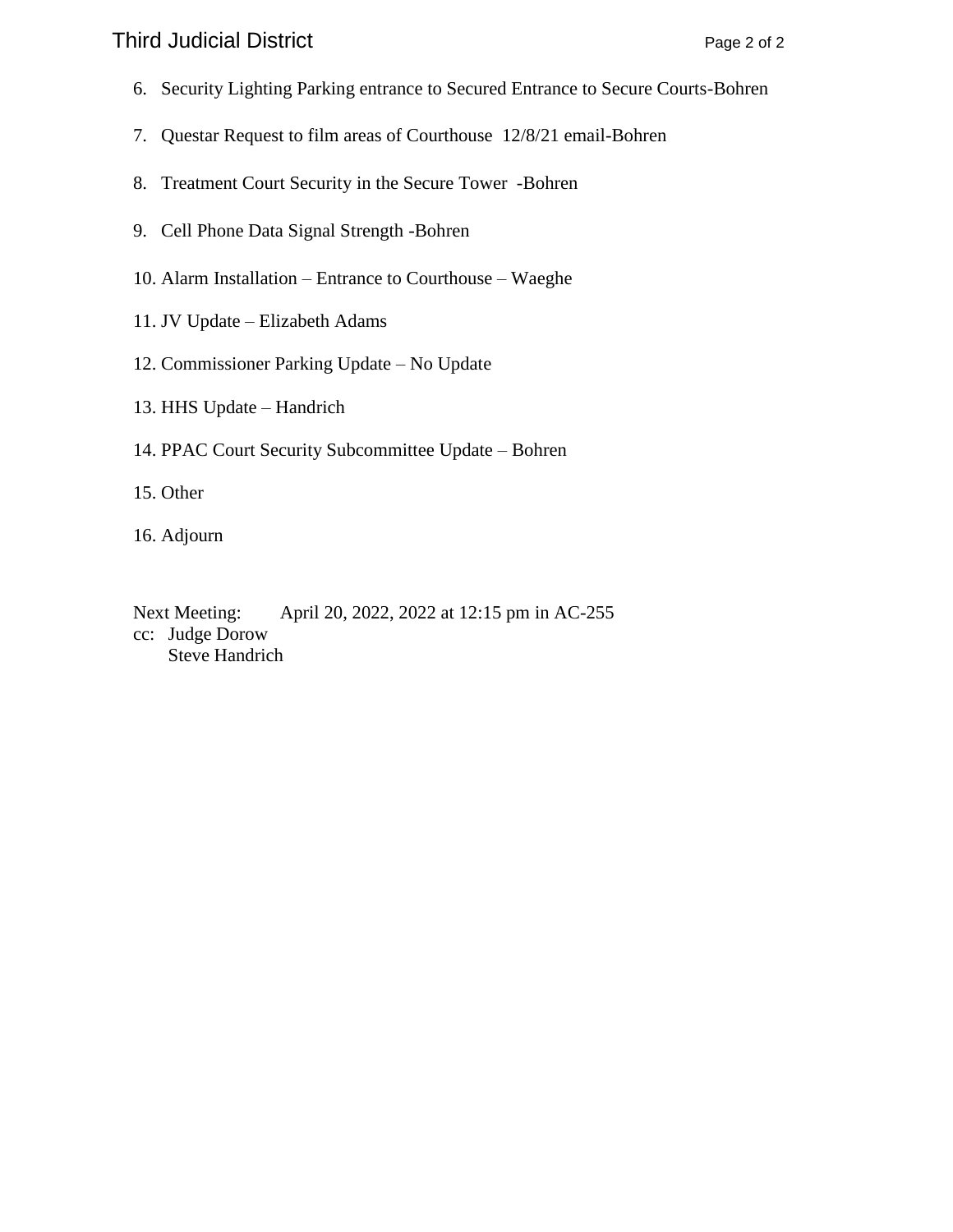6. Security Lighting Parking entrance to Secured Entrance to Secure Courts-Bohren
7. Questar Request to film areas of Courthouse 12/8/21 email-Bohren
8. Treatment Court Security in the Secure Tower -Bohren
9. Cell Phone Data Signal Strength -Bohren
10. Alarm Installation – Entrance to Courthouse – Waeghe
11. JV Update – Elizabeth Adams
12. Commissioner Parking Update – No Update
13. HHS Update – Handrich
14. PPAC Court Security Subcommittee Update – Bohren
15. Other
16. Adjourn

Next Meeting: April 20, 2022, 2022 at 12:15 pm in AC-255

cc: Judge Dorow
Steve Handrich